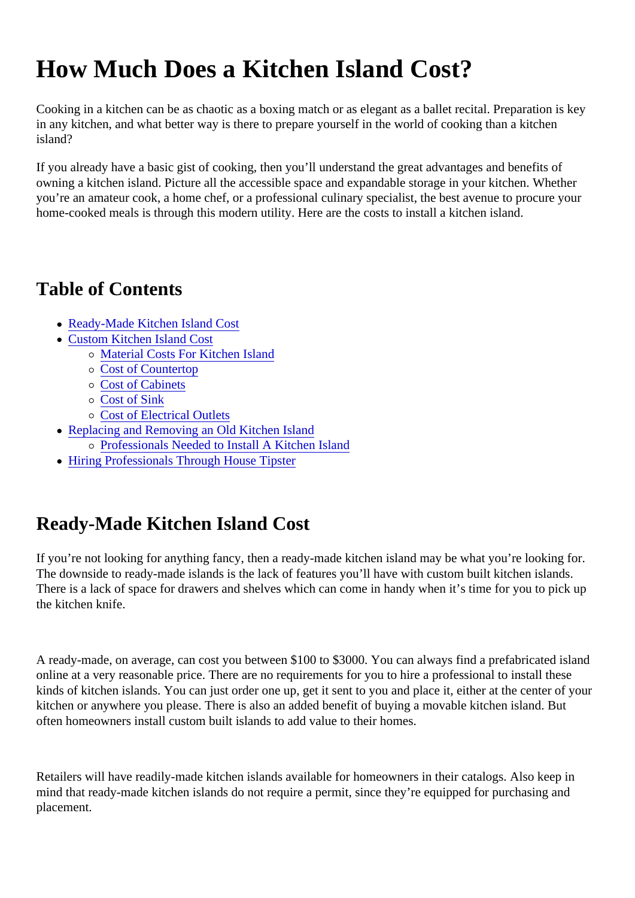# How Much Does a Kitchen Island Cost?

Cooking in a kitchen can be as chaotic as a boxing match or as elegant as a ballet recital. Preparation is key in any kitchen, and what better way is there to prepare yourself in the world of cooking than a kitchen island?

If you already have a basic gist of cooking, then you'll understand the great advantages and benefits of owning a kitchen island. Picture all the accessible space and expandable storage in your kitchen. Whether you're an amateur cook, a home chef, or a professional culinary specialist, the best avenue to procure your home-cooked meals is through this modern utility. Here are the costs to install a kitchen island.

## Table of Contents

- Ready-Made Kitchen Island Cost
- Custom Kitchen Island Cost
  - Material Costs For Kitchen Island
  - Cost of Countertop
  - Cost of Cabinets
  - Cost of Sink
  - Cost of Electrical Outlets
- Replacing and Removing an Old Kitchen Island
  - Professionals Needed to Install A Kitchen Island
- Hiring Professionals Through House Tipster

## Ready-Made Kitchen Island Cost

If you're not looking for anything fancy, then a ready-made kitchen island may be what you're looking for. The downside to ready-made islands is the lack of features you'll have with custom built kitchen islands. There is a lack of space for drawers and shelves which can come in handy when it's time for you to pick up the kitchen knife.

A ready-made, on average, can cost you between $100 to $3000. You can always find a prefabricated island online at a very reasonable price. There are no requirements for you to hire a professional to install these kinds of kitchen islands. You can just order one up, get it sent to you and place it, either at the center of your kitchen or anywhere you please. There is also an added benefit of buying a movable kitchen island. But often homeowners install custom built islands to add value to their homes.

Retailers will have readily-made kitchen islands available for homeowners in their catalogs. Also keep in mind that ready-made kitchen islands do not require a permit, since they're equipped for purchasing and placement.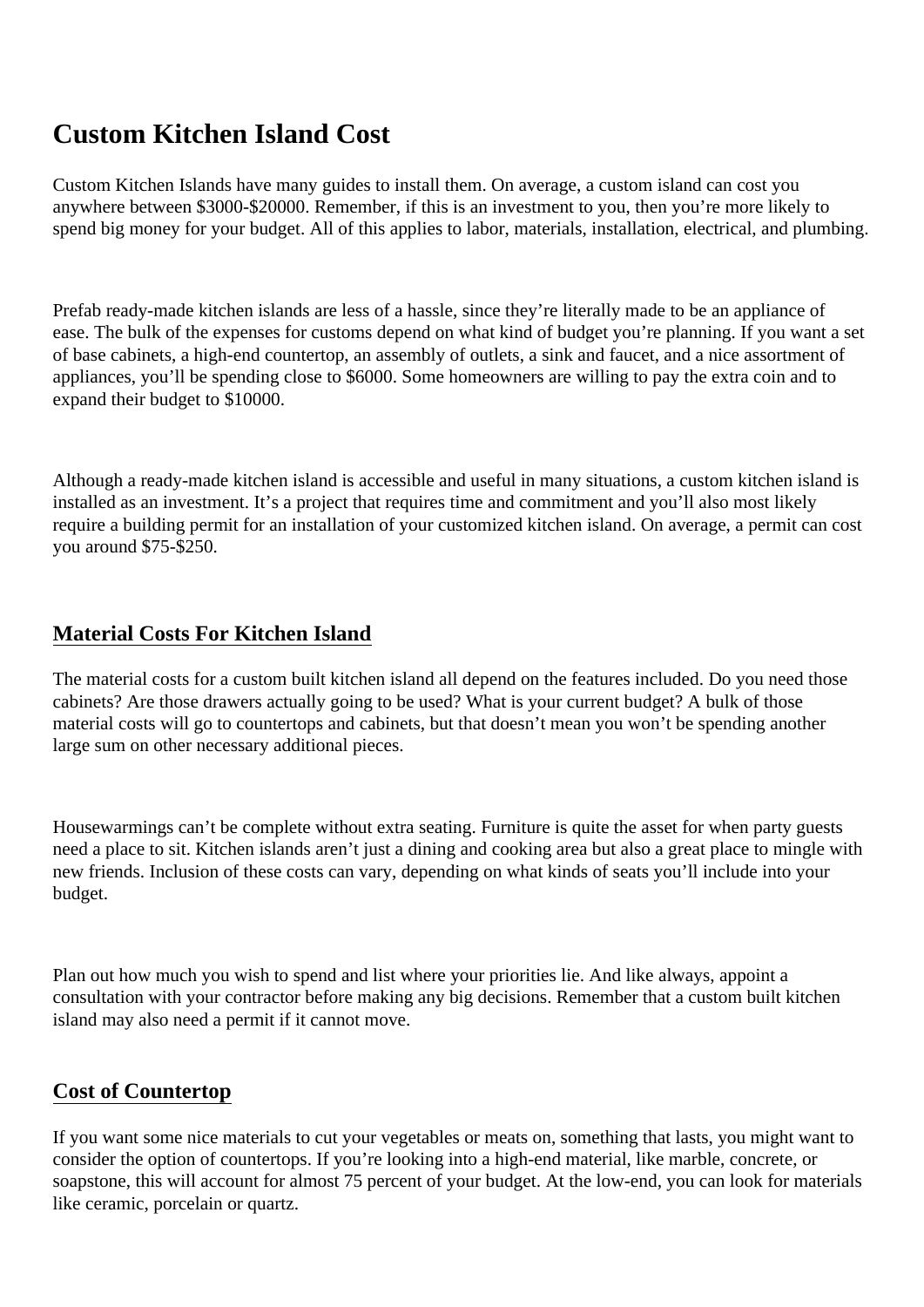# Custom Kitchen Island Cost

Custom Kitchen Islands have many guides to install them. On average, a custom island can cost you anywhere between $3000-$20000. Remember, if this is an investment to you, then you're more likely to spend big money for your budget. All of this applies to labor, materials, installation, electrical, and plumbing.

Prefab ready-made kitchen islands are less of a hassle, since they're literally made to be an appliance of ease. The bulk of the expenses for customs depend on what kind of budget you're planning. If you want a set of base cabinets, a high-end countertop, an assembly of outlets, a sink and faucet, and a nice assortment of appliances, you'll be spending close to $6000. Some homeowners are willing to pay the extra coin and to expand their budget to $10000.

Although a ready-made kitchen island is accessible and useful in many situations, a custom kitchen island is installed as an investment. It's a project that requires time and commitment and you'll also most likely require a building permit for an installation of your customized kitchen island. On average, a permit can cost you around $75-$250.

## Material Costs For Kitchen Island

The material costs for a custom built kitchen island all depend on the features included. Do you need those cabinets? Are those drawers actually going to be used? What is your current budget? A bulk of those material costs will go to countertops and cabinets, but that doesn't mean you won't be spending another large sum on other necessary additional pieces.

Housewarmings can't be complete without extra seating. Furniture is quite the asset for when party guests need a place to sit. Kitchen islands aren't just a dining and cooking area but also a great place to mingle with new friends. Inclusion of these costs can vary, depending on what kinds of seats you'll include into your budget.

Plan out how much you wish to spend and list where your priorities lie. And like always, appoint a consultation with your contractor before making any big decisions. Remember that a custom built kitchen island may also need a permit if it cannot move.

## Cost of Countertop

If you want some nice materials to cut your vegetables or meats on, something that lasts, you might want to consider the option of countertops. If you're looking into a high-end material, like marble, concrete, or soapstone, this will account for almost 75 percent of your budget. At the low-end, you can look for materials like ceramic, porcelain or quartz.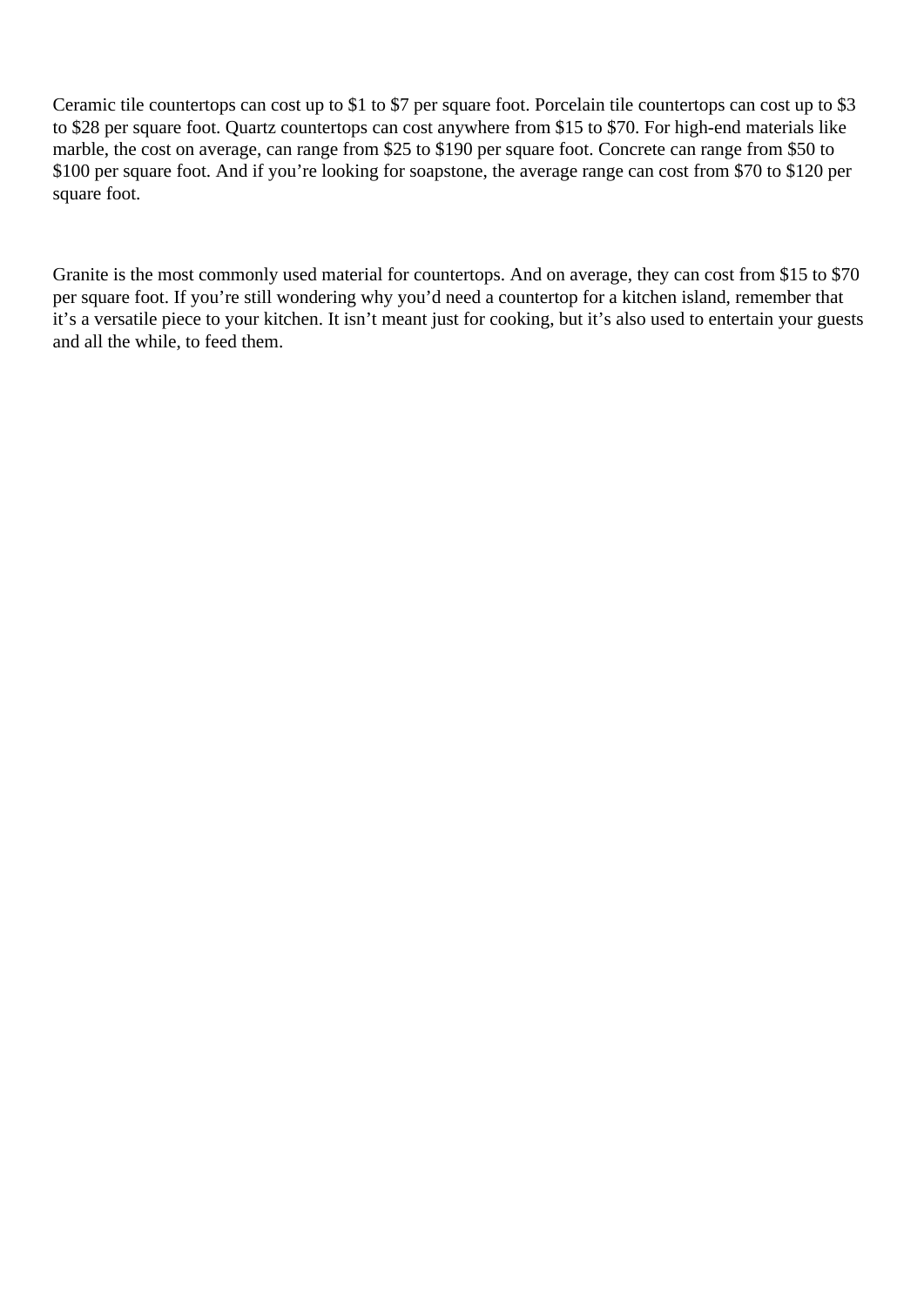Ceramic tile countertops can cost up to $1 to $7 per square foot. Porcelain tile countertops can cost up to $3 to $28 per square foot. Quartz countertops can cost anywhere from $15 to $70. For high-end materials like marble, the cost on average, can range from $25 to $190 per square foot. Concrete can range from $50 to $100 per square foot. And if you're looking for soapstone, the average range can cost from $70 to $120 per square foot.

Granite is the most commonly used material for countertops. And on average, they can cost from $15 to $70 per square foot. If you're still wondering why you'd need a countertop for a kitchen island, remember that it's a versatile piece to your kitchen. It isn't meant just for cooking, but it's also used to entertain your guests and all the while, to feed them.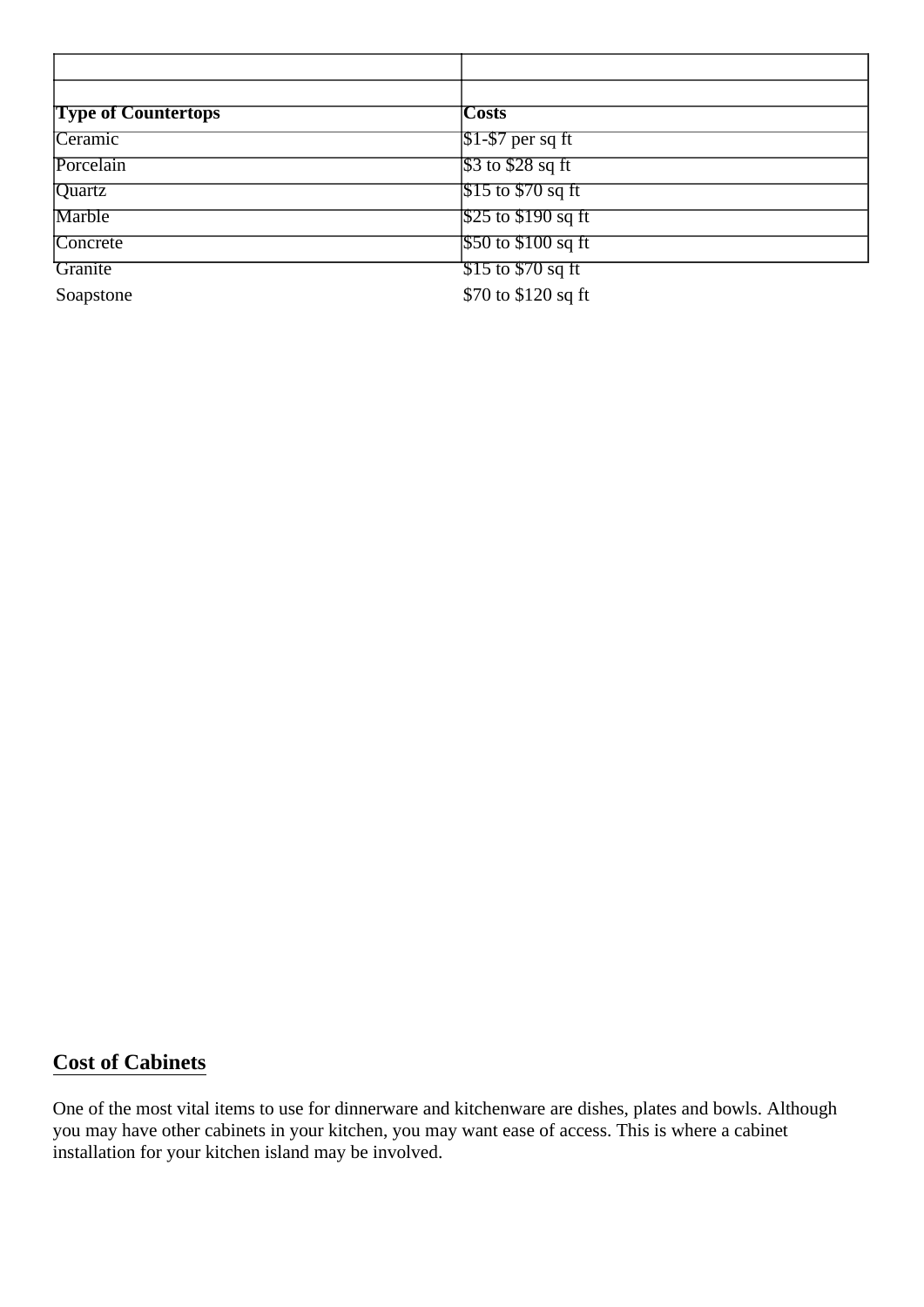| Type of Countertops | Costs |
| --- | --- |
| Ceramic | $1-$7 per sq ft |
| Porcelain | $3 to $28 sq ft |
| Quartz | $15 to $70 sq ft |
| Marble | $25 to $190 sq ft |
| Concrete | $50 to $100 sq ft |
| Granite | $15 to $70 sq ft |
| Soapstone | $70 to $120 sq ft |

## Cost of Cabinets

One of the most vital items to use for dinnerware and kitchenware are dishes, plates and bowls. Although you may have other cabinets in your kitchen, you may want ease of access. This is where a cabinet installation for your kitchen island may be involved.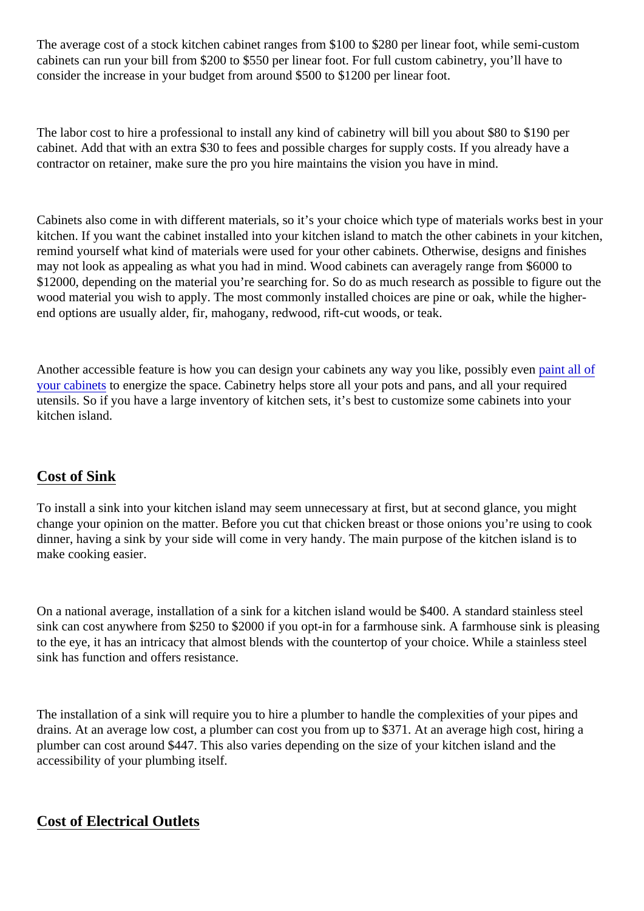The average cost of a stock kitchen cabinet ranges from $100 to $280 per linear foot, while semi-custom cabinets can run your bill from $200 to $550 per linear foot. For full custom cabinetry, you'll have to consider the increase in your budget from around $500 to $1200 per linear foot.

The labor cost to hire a professional to install any kind of cabinetry will bill you about $80 to $190 per cabinet. Add that with an extra $30 to fees and possible charges for supply costs. If you already have a contractor on retainer, make sure the pro you hire maintains the vision you have in mind.

Cabinets also come in with different materials, so it's your choice which type of materials works best in your kitchen. If you want the cabinet installed into your kitchen island to match the other cabinets in your kitchen, remind yourself what kind of materials were used for your other cabinets. Otherwise, designs and finishes may not look as appealing as what you had in mind. Wood cabinets can averagely range from $6000 to $12000, depending on the material you're searching for. So do as much research as possible to figure out the wood material you wish to apply. The most commonly installed choices are pine or oak, while the higher-end options are usually alder, fir, mahogany, redwood, rift-cut woods, or teak.

Another accessible feature is how you can design your cabinets any way you like, possibly even paint all of your cabinets to energize the space. Cabinetry helps store all your pots and pans, and all your required utensils. So if you have a large inventory of kitchen sets, it's best to customize some cabinets into your kitchen island.

## Cost of Sink

To install a sink into your kitchen island may seem unnecessary at first, but at second glance, you might change your opinion on the matter. Before you cut that chicken breast or those onions you're using to cook dinner, having a sink by your side will come in very handy. The main purpose of the kitchen island is to make cooking easier.

On a national average, installation of a sink for a kitchen island would be $400. A standard stainless steel sink can cost anywhere from $250 to $2000 if you opt-in for a farmhouse sink. A farmhouse sink is pleasing to the eye, it has an intricacy that almost blends with the countertop of your choice. While a stainless steel sink has function and offers resistance.

The installation of a sink will require you to hire a plumber to handle the complexities of your pipes and drains. At an average low cost, a plumber can cost you from up to $371. At an average high cost, hiring a plumber can cost around $447. This also varies depending on the size of your kitchen island and the accessibility of your plumbing itself.

## Cost of Electrical Outlets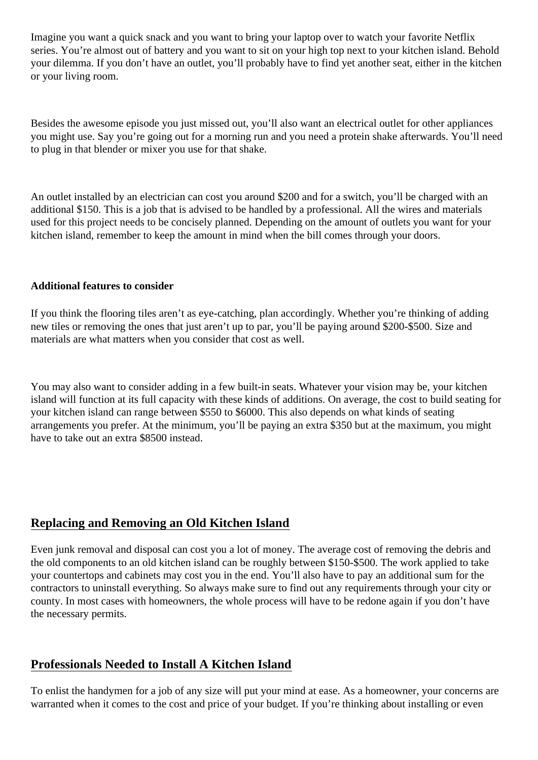Imagine you want a quick snack and you want to bring your laptop over to watch your favorite Netflix series. You're almost out of battery and you want to sit on your high top next to your kitchen island. Behold your dilemma. If you don't have an outlet, you'll probably have to find yet another seat, either in the kitchen or your living room.

Besides the awesome episode you just missed out, you'll also want an electrical outlet for other appliances you might use. Say you're going out for a morning run and you need a protein shake afterwards. You'll need to plug in that blender or mixer you use for that shake.

An outlet installed by an electrician can cost you around $200 and for a switch, you'll be charged with an additional $150. This is a job that is advised to be handled by a professional. All the wires and materials used for this project needs to be concisely planned. Depending on the amount of outlets you want for your kitchen island, remember to keep the amount in mind when the bill comes through your doors.

**Additional features to consider**

If you think the flooring tiles aren't as eye-catching, plan accordingly. Whether you're thinking of adding new tiles or removing the ones that just aren't up to par, you'll be paying around $200-$500. Size and materials are what matters when you consider that cost as well.

You may also want to consider adding in a few built-in seats. Whatever your vision may be, your kitchen island will function at its full capacity with these kinds of additions. On average, the cost to build seating for your kitchen island can range between $550 to $6000. This also depends on what kinds of seating arrangements you prefer. At the minimum, you'll be paying an extra $350 but at the maximum, you might have to take out an extra $8500 instead.

## Replacing and Removing an Old Kitchen Island

Even junk removal and disposal can cost you a lot of money. The average cost of removing the debris and the old components to an old kitchen island can be roughly between $150-$500. The work applied to take your countertops and cabinets may cost you in the end. You'll also have to pay an additional sum for the contractors to uninstall everything. So always make sure to find out any requirements through your city or county. In most cases with homeowners, the whole process will have to be redone again if you don't have the necessary permits.

## Professionals Needed to Install A Kitchen Island

To enlist the handymen for a job of any size will put your mind at ease. As a homeowner, your concerns are warranted when it comes to the cost and price of your budget. If you're thinking about installing or even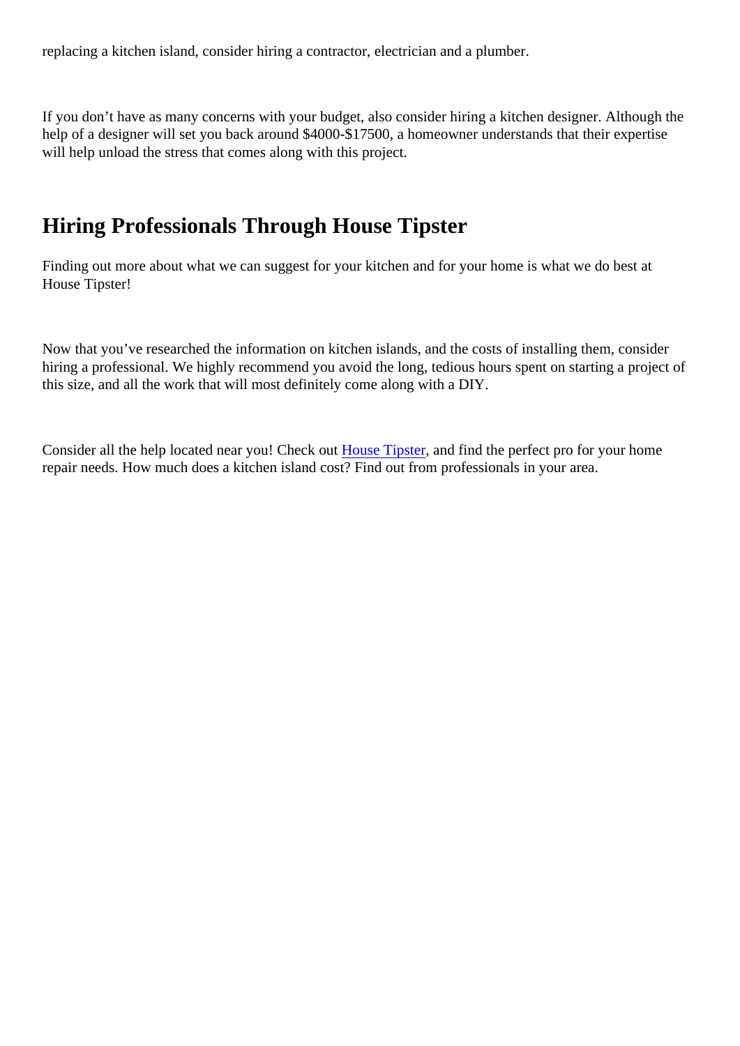replacing a kitchen island, consider hiring a contractor, electrician and a plumber.

If you don't have as many concerns with your budget, also consider hiring a kitchen designer. Although the help of a designer will set you back around $4000-$17500, a homeowner understands that their expertise will help unload the stress that comes along with this project.

## Hiring Professionals Through House Tipster

Finding out more about what we can suggest for your kitchen and for your home is what we do best at House Tipster!

Now that you've researched the information on kitchen islands, and the costs of installing them, consider hiring a professional. We highly recommend you avoid the long, tedious hours spent on starting a project of this size, and all the work that will most definitely come along with a DIY.

Consider all the help located near you! Check out House Tipster, and find the perfect pro for your home repair needs. How much does a kitchen island cost? Find out from professionals in your area.